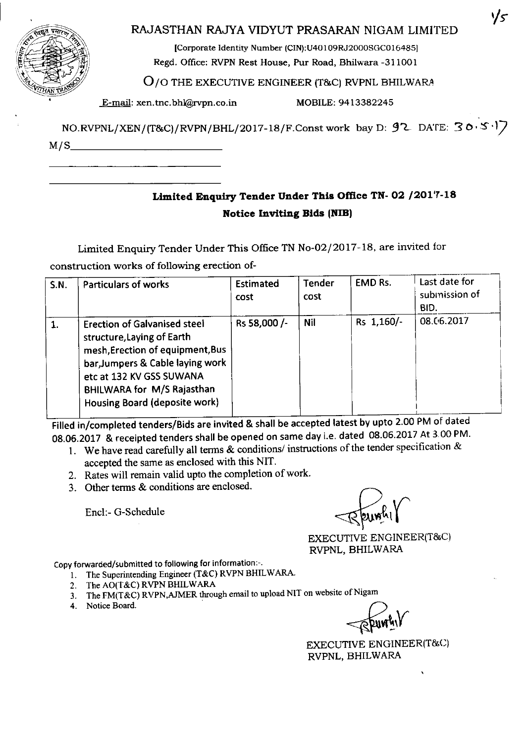# RAJASTHAN RAJYA VIDYUT PRASARAN NIGAM LIMITED

[Corporate Identity Number (CIN):U40109RJ2000SGC016485]
Regd. Office: RVPN Rest House, Pur Road, Bhilwara -311001

## O/O THE EXECUTIVE ENGINEER (T&C) RVPNL BHILWARA

E-mail: xen.tnc.bhl@rvpn.co.in MOBILE: 9413382245

NO.RVPNL/XEN/(T&C)/RVPN/BHL/2017-18/F.Const work bay D: 92 DATE: 30.5.17

M/S______________________

______________________

______________________

### Limited Enquiry Tender Under This Office TN- 02 /2017-18

### Notice Inviting Bids (NIB)

Limited Enquiry Tender Under This Office TN No-02/2017-18, are invited for construction works of following erection of-

| S.N. | Particulars of works | Estimated cost | Tender cost | EMD Rs. | Last date for submission of BID. |
|---|---|---|---|---|---|
| 1. | Erection of Galvanised steel structure,Laying of Earth mesh,Erection of equipment,Bus bar,Jumpers & Cable laying work etc at 132 KV GSS SUWANA BHILWARA for M/S Rajasthan Housing Board (deposite work) | Rs 58,000 /- | Nil | Rs 1,160/- | 08.06.2017 |

Filled in/completed tenders/Bids are invited & shall be accepted latest by upto 2.00 PM of dated 08.06.2017 & receipted tenders shall be opened on same day i.e. dated 08.06.2017 At 3.00 PM.

1. We have read carefully all terms & conditions/ instructions of the tender specification & accepted the same as enclosed with this NIT.
2. Rates will remain valid upto the completion of work.
3. Other terms & conditions are enclosed.

Encl:- G-Schedule

EXECUTIVE ENGINEER(T&C)
RVPNL, BHILWARA

Copy forwarded/submitted to following for information:-.

1. The Superintending Engineer (T&C) RVPN BHILWARA.
2. The AO(T&C) RVPN BHILWARA
3. The FM(T&C) RVPN,AJMER through email to upload NIT on website of Nigam
4. Notice Board.

EXECUTIVE ENGINEER(T&C)
RVPNL, BHILWARA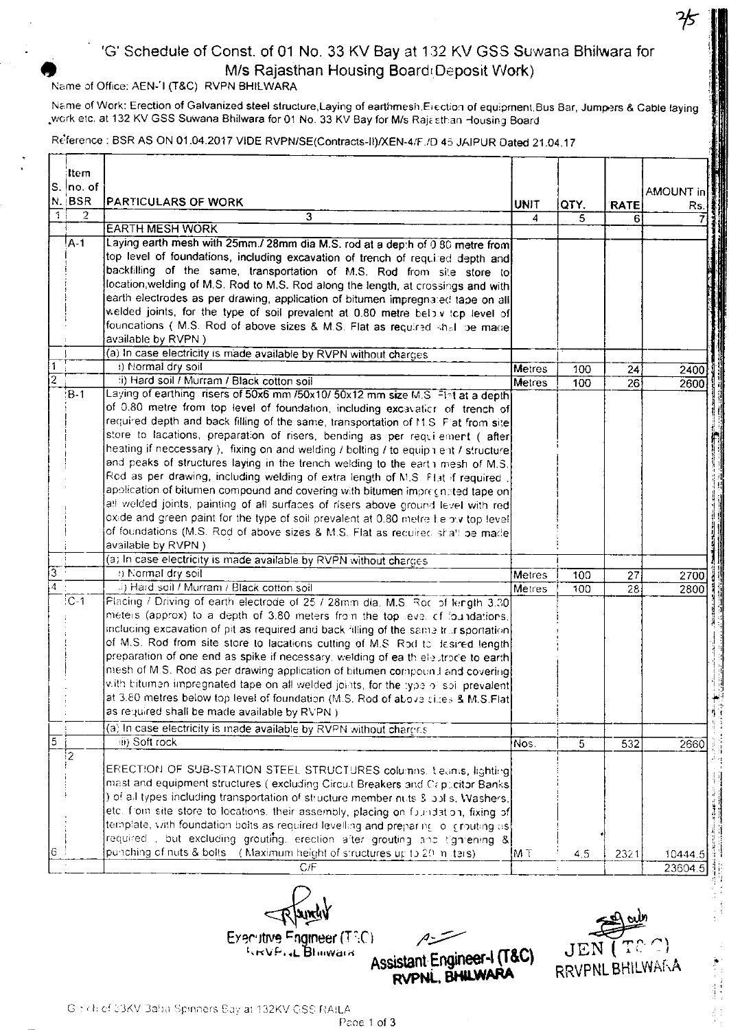# 'G' Schedule of Const. of 01 No. 33 KV Bay at 132 KV GSS Suwana Bhilwara for M/s Rajasthan Housing Board(Deposit Work)

Name of Office: AEN-I (T&C) RVPN BHILWARA

Name of Work: Erection of Galvanized steel structure,Laying of earthmesh,Erection of equipment,Bus Bar, Jumpers & Cable laying work etc. at 132 KV GSS Suwana Bhilwara for 01 No. 33 KV Bay for M/s Rajasthan Housing Board

Reference : BSR AS ON 01.04.2017 VIDE RVPN/SE(Contracts-II)/XEN-4/F./D 45 JAIPUR Dated 21.04.17

| S. N. | Item no. of BSR | PARTICULARS OF WORK | UNIT | QTY. | RATE | AMOUNT in Rs. |
|---|---|---|---|---|---|---|
| 1 | 2 | 3 | 4 | 5 | 6 | 7 |
| | | EARTH MESH WORK | | | | |
| | A-1 | Laying earth mesh with 25mm./ 28mm dia M.S. rod at a depth of 0.80 metre from top level of foundations, including excavation of trench of required depth and backfilling of the same, transportation of M.S. Rod from site store to location,welding of M.S. Rod to M.S. Rod along the length, at crossings and with earth electrodes as per drawing, application of bitumen impregnated tape on all welded joints, for the type of soil prevalent at 0.80 metre below top level of foundations ( M.S. Rod of above sizes & M.S. Flat as required shall be made available by RVPN ) | | | | |
| | | (a) In case electricity is made available by RVPN without charges | | | | |
| 1 | | i) Normal dry soil | Metres | 100 | 24 | 2400 |
| 2 | | ii) Hard soil / Murram / Black cotton soil | Metres | 100 | 26 | 2600 |
| | B-1 | Laying of earthing risers of 50x6 mm /50x10/ 50x12 mm size M.S. Flat at a depth of 0.80 metre from top level of foundation, including excavation of trench of required depth and back filling of the same, transportation of M.S. Flat from site store to locations, preparation of risers, bending as per requirement ( after heating if neccessary ), fixing on and welding / bolting / to equipment / structure and peaks of structures laying in the trench welding to the earth mesh of M.S. Rod as per drawing, including welding of extra length of M.S. Flat if required , application of bitumen compound and covering with bitumen impregnated tape on all welded joints, painting of all surfaces of risers above ground level with red oxide and green paint for the type of soil prevalent at 0.80 metre below top level of foundations (M.S. Rod of above sizes & M.S. Flat as required shall be made available by RVPN ) | | | | |
| | | (a) In case electricity is made available by RVPN without charges | | | | |
| 3 | | i) Normal dry soil | Metres | 100 | 27 | 2700 |
| 4 | | ii) Hard soil / Murram / Black cotton soil | Metres | 100 | 28 | 2800 |
| | C-1 | Placing / Driving of earth electrode of 25 / 28mm dia. M.S. Rod of length 3.30 meters (approx) to a depth of 3.80 meters from the top level of foundations, including excavation of pit as required and back filling of the same transportation of M.S. Rod from site store to locations cutting of M.S. Rod to desired length preparation of one end as spike if necessary, welding of earth electrode to earth mesh of M.S. Rod as per drawing application of bitumen compound and covering with bitumen impregnated tape on all welded joints, for the type of soil prevalent at 3.80 metres below top level of foundation (M.S. Rod of above sizes & M.S.Flat as required shall be made available by RVPN ) | | | | |
| | | (a) In case electricity is made available by RVPN without charges | | | | |
| 5 | | iii) Soft rock | Nos. | 5 | 532 | 2660 |
| 6 | 2 | ERECTION OF SUB-STATION STEEL STRUCTURES columns, beams, lighting mast and equipment structures ( excluding Circuit Breakers and Capacitor Banks ) of all types including transportation of structure member nuts & bolts, Washers, etc. from site store to locations, their assembly, placing on foundation, fixing of template, with foundation bolts as required levelling and preparing for grouting as required , but excluding grouting, erection after grouting and tightening & punching of nuts & bolts (Maximum height of structures up to 20 meters) | M.T. | 4.5 | 2321 | 10444.5 |
| | | C/F | | | | 23604.5 |

Executive Engineer (T&C) RRVPNL Bhilwara

Assistant Engineer-I (T&C) RVPNL, BHILWARA

JEN (T&C) RRVPNL BHILWARA

G-Sch of 33KV Baba Spinners Bay at 132KV GSS RAILA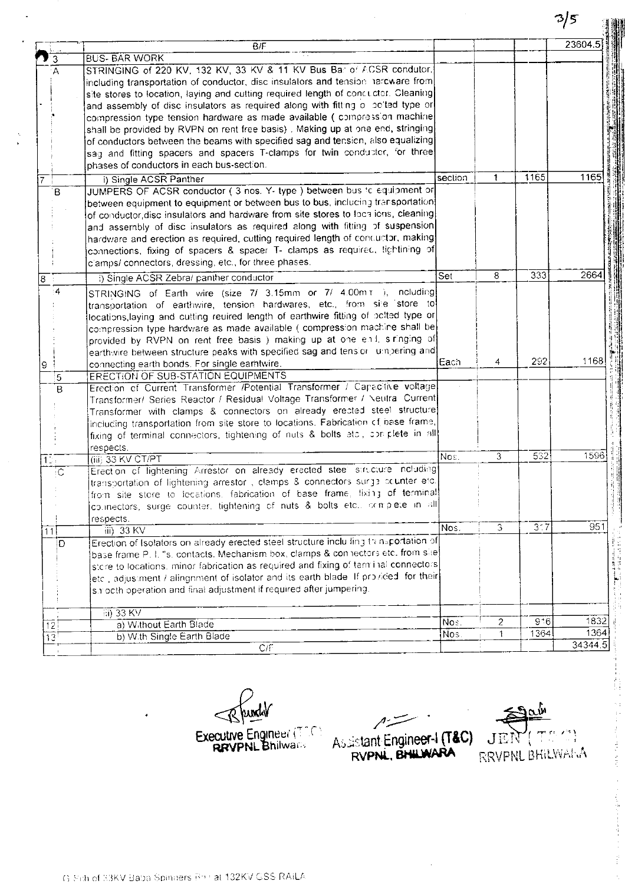| | | B/F | | | | 23604.5 |
|---|---|---|---|---|---|---|
| | 3 | BUS- BAR WORK | | | | |
| | A | STRINGING of 220 KV, 132 KV, 33 KV & 11 KV Bus Bar of ACSR condutor, including transportation of conductor, disc insulators and tension hardware from site stores to location, laying and cutting required length of conductor. Cleaning and assembly of disc insulators as required along with fitting of bolted type or compression type tension hardware as made available ( compression machine shall be provided by RVPN on rent free basis) . Making up at one end, stringing of conductors between the beams with specified sag and tension, also equalizing sag and fitting spacers and spacers T-clamps for twin conductor, for three phases of conductors in each bus-section. | | | | |
| 7 | | i) Single ACSR Panther | section | 1 | 1165 | 1165 |
| | B | JUMPERS OF ACSR conductor ( 3 nos. Y- type ) between bus to equipment or between equipment to equipment or between bus to bus, including transportation of conductor,disc insulators and hardware from site stores to locations, cleaning and assembly of disc insulators as required along with fitting of suspension hardware and erection as required, cutting required length of conductor, making connections, fixing of spacers & spacer T- clamps as required, tightening of clamps/ connectors, dressing, etc., for three phases. | | | | |
| 8 | | i) Single ACSR Zebra/ panther conductor | Set | 8 | 333 | 2664 |
| | 4 | STRINGING of Earth wire (size 7/ 3.15mm or 7/ 4.00mm), including transportation of earthwire, tension hardwares, etc., from site store to locations,laying and cutting reuired length of earthwire fitting of bolted type or compression type hardware as made available ( compression machine shall be provided by RVPN on rent free basis ) making up at one end, stringing of earthwire between structure peaks with specified sag and tension, tempering and connecting earth bonds. For single earthwire. | | | | |
| 9 | | | Each | 4 | 292 | 1168 |
| | 5 | ERECTION OF SUB-STATION EQUIPMENTS | | | | |
| | B | Erection of Current Transformer /Potential Transformer / Capacitive voltage Transformer/ Series Reactor / Residual Voltage Transformer / Neutral Current Transformer with clamps & connectors on already erected steel structure including transportation from site store to locations. Fabrication of base frame, fixing of terminal connectors, tightening of nuts & bolts etc., complete in all respects. | | | | |
| 10 | | (iii) 33 KV CT/PT | Nos. | 3 | 532 | 1596 |
| | C | Erection of lightening Arrestor on already erected steel structure including transportation of lightening arrestor , clamps & connectors surge counter etc. from site store to locations. fabrication of base frame, fixing of terminal connectors, surge counter, tightening of nuts & bolts etc., complete in all respects. | | | | |
| 11 | | iii) 33 KV | Nos. | 3 | 317 | 951 |
| | D | Erection of Isolators on already erected steel structure including transportation of base frame P. I. "s. contacts. Mechanism box, clamps & connectors etc. from site store to locations. minor fabrication as required and fixing of terminal connectors etc , adjustment / alingnment of isolator and its earth blade If provided for their smooth operation and final adjustment if required after jumpering. | | | | |
| | | iii) 33 KV | | | | |
| 12 | | a) Without Earth Blade | Nos. | 2 | 916 | 1832 |
| 13 | | b) With Single Earth Blade | Nos. | 1 | 1364 | 1364 |
| | | C/F | | | | 34344.5 |

Executive Engineer (T&C) RRVPNL Bhilwara

Assistant Engineer-I (T&C) RVPNL, BHILWARA

JEN (T&C) RRVPNL BHILWARA

G Sch of 33KV Baba Spinners Rail at 132KV GSS RAILA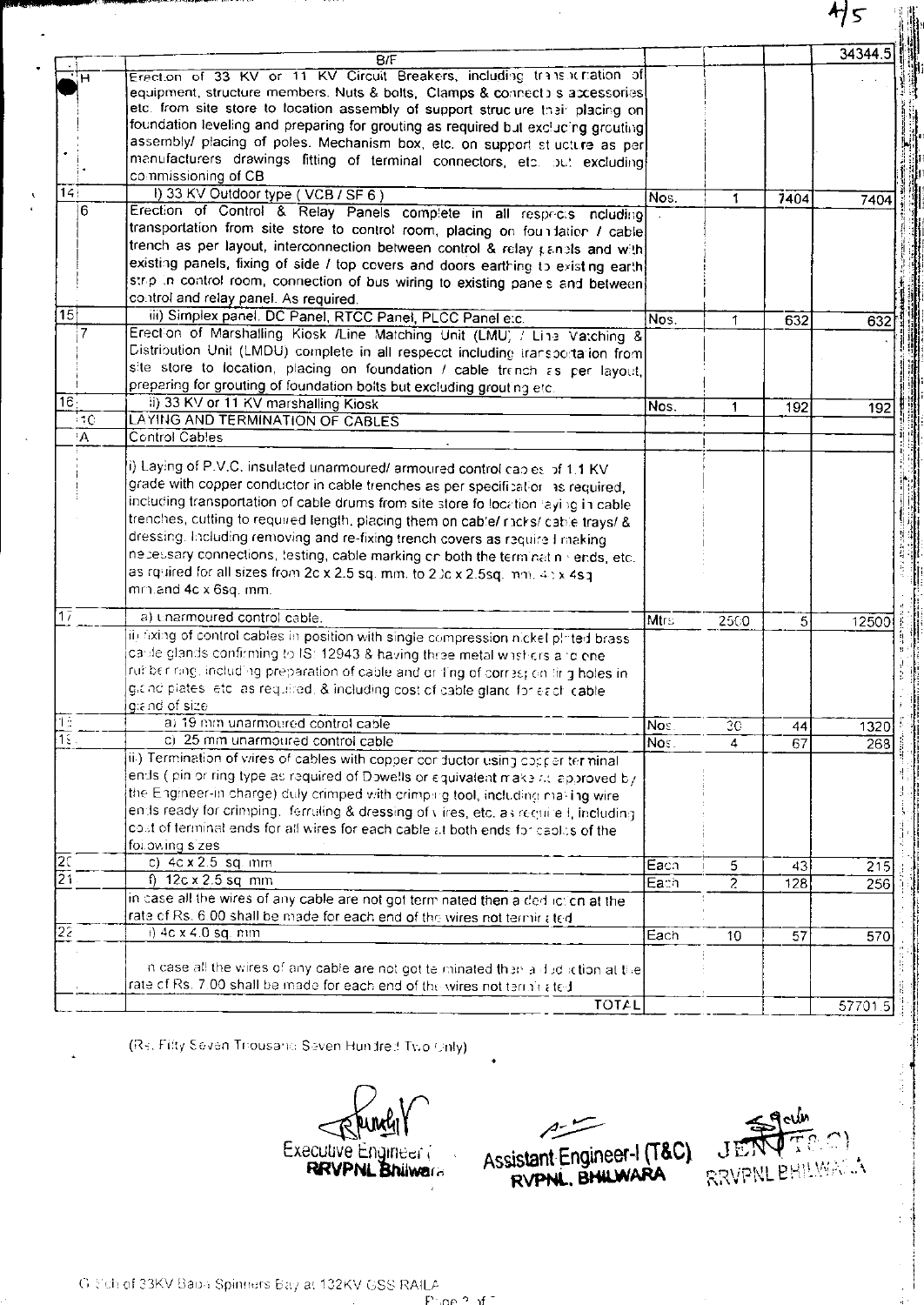4/5

| | | | | | | |
|---|---|---|---|---|---|---|
| | | B/F | | | | 34344.5 |
| | H | Erection of 33 KV or 11 KV Circuit Breakers, including transportation of equipment, structure members. Nuts & bolts, Clamps & connectors accessories etc. from site store to location assembly of support structure their placing on foundation leveling and preparing for grouting as required but excluding grouting assembly/ placing of poles. Mechanism box, etc. on support structure as per manufacturers drawings fitting of terminal connectors, etc. but excluding commissioning of CB | | | | |
| 14 | | I) 33 KV Outdoor type ( VCB / SF 6 ) | Nos. | 1 | 7404 | 7404 |
| | 6 | Erection of Control & Relay Panels complete in all respects including transportation from site store to control room, placing on foundation / cable trench as per layout, interconnection between control & relay panels and with existing panels, fixing of side / top covers and doors earthing to existing earth strip in control room, connection of bus wiring to existing panels and between control and relay panel. As required. | | | | |
| 15 | | iii) Simplex panel. DC Panel, RTCC Panel, PLCC Panel etc. | Nos. | 1 | 632 | 632 |
| | 7 | Erection of Marshalling Kiosk /Line Matching Unit (LMU) / Line Matching & Distribution Unit (LMDU) complete in all respecct including transportation from site store to location, placing on foundation / cable trench as per layout, preparing for grouting of foundation bolts but excluding grouting etc. | | | | |
| 16 | | ii) 33 KV or 11 KV marshalling Kiosk | Nos. | 1 | 192 | 192 |
| | 10 | LAYING AND TERMINATION OF CABLES | | | | |
| | A | Control Cables | | | | |
| | | i) Laying of P.V.C. insulated unarmoured/ armoured control cables of 1.1 KV grade with copper conductor in cable trenches as per specification as required, including transportation of cable drums from site store to location laying in cable trenches, cutting to required length, placing them on cable/ racks/ cable trays/ & dressing. Including removing and re-fixing trench covers as required making necessary connections, testing, cable marking on both the termination ends, etc. as required for all sizes from 2c x 2.5 sq. mm. to 20c x 2.5sq. mm, 4c x 4sq mm and 4c x 6sq. mm. | | | | |
| 17 | | a) Unarmoured control cable. | Mtrs. | 2500 | 5 | 12500 |
| | | ii) fixing of control cables in position with single compression nickel plated brass cable glands confirming to IS: 12943 & having three metal washers and one rubber ring, including preparation of cable and drilling of corresponding holes in gland plates etc. as required, & including cost of cable gland for each cable gland of size | | | | |
| 18 | | a) 19 mm unarmoured control cable | Nos. | 30 | 44 | 1320 |
| 19 | | c) 25 mm unarmoured control cable | Nos. | 4 | 67 | 268 |
| | | ii.) Termination of wires of cables with copper conductor using copper terminal ends ( pin or ring type as required of Dowells or equivalent make as approved by the Engineer-in charge) duly crimped with crimping tool, including making wire ends ready for crimping, ferruling & dressing of wires, etc. as required, including cost of terminal ends for all wires for each cable at both ends for cables of the following sizes | | | | |
| 20 | | c) 4c x 2.5 sq. mm. | Each | 5 | 43 | 215 |
| 21 | | f) 12c x 2.5 sq. mm. | Each | 2 | 128 | 256 |
| | | in case all the wires of any cable are not got terminated then a deduction at the rate of Rs. 6.00 shall be made for each end of the wires not terminated | | | | |
| 22 | | i) 4c x 4.0 sq. mm. | Each | 10 | 57 | 570 |
| | | In case all the wires of any cable are not got terminated then a deduction at the rate of Rs. 7.00 shall be made for each end of the wires not terminated | | | | |
| | | TOTAL | | | | 57701.5 |

(Rs. Fifty Seven Thousand Seven Hundred Two Only)

Executive Engineer
RRVPNL Bhilwara

Assistant Engineer-I (T&C)
RVPNL, BHILWARA

JEN (T&C)
RRVPNL BHILWARA

G Sch of 33KV Baba Spinners Bay at 132KV GSS RAILA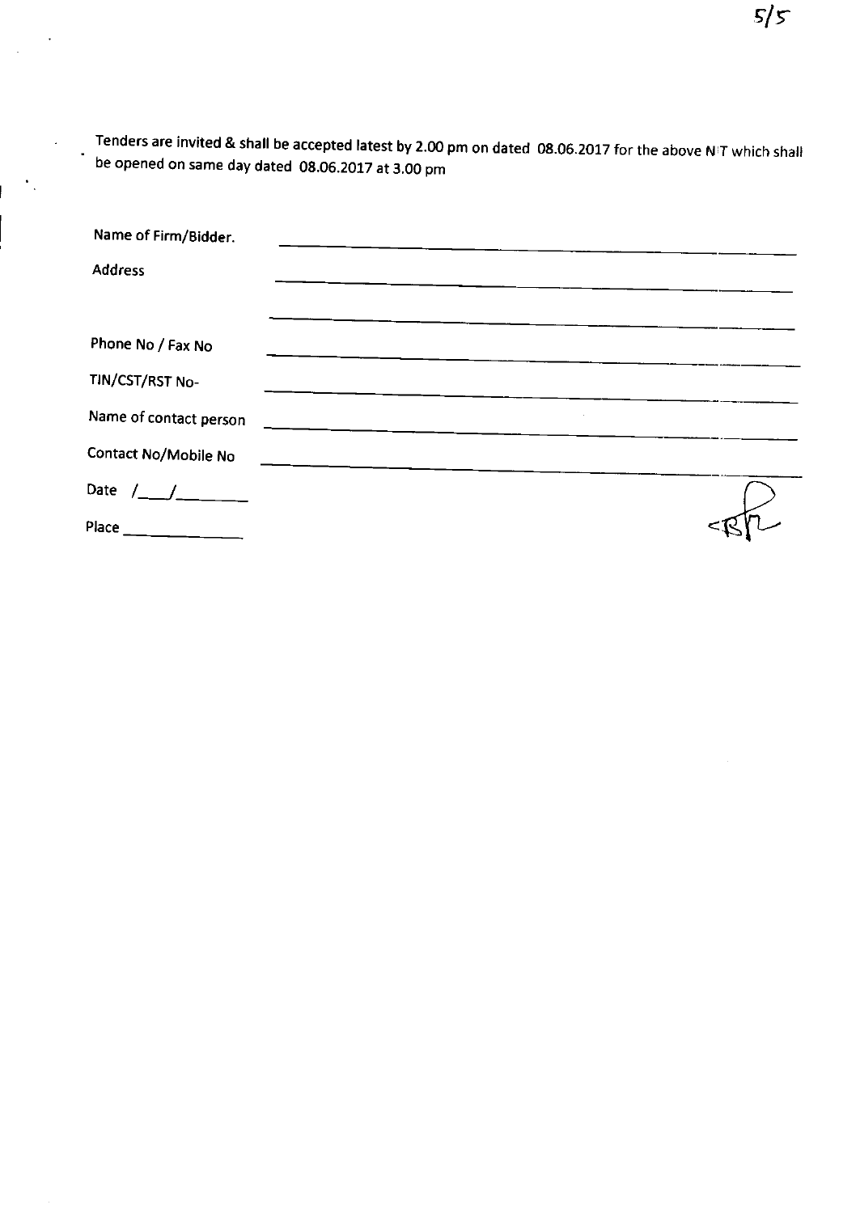Tenders are invited & shall be accepted latest by 2.00 pm on dated 08.06.2017 for the above NIT which shall be opened on same day dated 08.06.2017 at 3.00 pm

Name of Firm/Bidder. ______________________________

Address ______________________________

______________________________

Phone No / Fax No ______________________________

TIN/CST/RST No- ______________________________

Name of contact person ______________________________

Contact No/Mobile No ______________________________

Date /___/________

Place ______________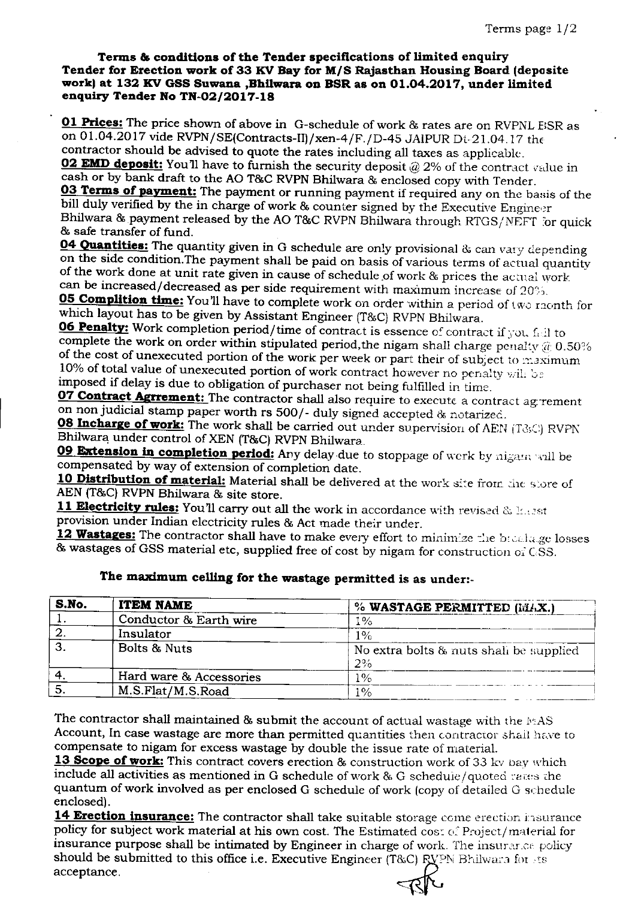**Terms & conditions of the Tender specifications of limited enquiry Tender for Erection work of 33 KV Bay for M/S Rajasthan Housing Board (deposite work) at 132 KV GSS Suwana ,Bhilwara on BSR as on 01.04.2017, under limited enquiry Tender No TN-02/2017-18**

**01 Prices:** The price shown of above in G-schedule of work & rates are on RVPNL BSR as on 01.04.2017 vide RVPN/SE(Contracts-II)/xen-4/F./D-45 JAIPUR Dt-21.04.17 the contractor should be advised to quote the rates including all taxes as applicable.

**02 EMD deposit:** You'll have to furnish the security deposit @ 2% of the contract value in cash or by bank draft to the AO T&C RVPN Bhilwara & enclosed copy with Tender.

**03 Terms of payment:** The payment or running payment if required any on the basis of the bill duly verified by the in charge of work & counter signed by the Executive Engineer Bhilwara & payment released by the AO T&C RVPN Bhilwara through RTGS/NEFT for quick & safe transfer of fund.

**04 Quantities:** The quantity given in G schedule are only provisional & can vary depending on the side condition.The payment shall be paid on basis of various terms of actual quantity of the work done at unit rate given in cause of schedule of work & prices the actual work can be increased/decreased as per side requirement with maximum increase of 20%.

**05 Complition time:** You'll have to complete work on order within a period of two month for which layout has to be given by Assistant Engineer (T&C) RVPN Bhilwara.

**06 Penalty:** Work completion period/time of contract is essence of contract if you fail to complete the work on order within stipulated period,the nigam shall charge penalty @ 0.50% of the cost of unexecuted portion of the work per week or part their of subject to maximum 10% of total value of unexecuted portion of work contract however no penalty will be imposed if delay is due to obligation of purchaser not being fulfilled in time.

**07 Contract Agrrement:** The contractor shall also require to execute a contract agrrement on non judicial stamp paper worth rs 500/- duly signed accepted & notarized.

**08 Incharge of work:** The work shall be carried out under supervision of AEN (T&C) RVPN Bhilwara under control of XEN (T&C) RVPN Bhilwara.

**09 Extension in completion period:** Any delay due to stoppage of work by nigam will be compensated by way of extension of completion date.

**10 Distribution of material:** Material shall be delivered at the work site from the store of AEN (T&C) RVPN Bhilwara & site store.

**11 Electricity rules:** You'll carry out all the work in accordance with revised & latest provision under Indian electricity rules & Act made their under.

**12 Wastages:** The contractor shall have to make every effort to minimize the breakage losses & wastages of GSS material etc, supplied free of cost by nigam for construction of GSS.

**The maximum celling for the wastage permitted is as under:-**

| S.No. | ITEM NAME | % WASTAGE PERMITTED (MAX.) |
|---|---|---|
| 1. | Conductor & Earth wire | 1% |
| 2. | Insulator | 1% |
| 3. | Bolts & Nuts | No extra bolts & nuts shall be supplied 2% |
| 4. | Hard ware & Accessories | 1% |
| 5. | M.S.Flat/M.S.Road | 1% |

The contractor shall maintained & submit the account of actual wastage with the MAS Account, In case wastage are more than permitted quantities then contractor shall have to compensate to nigam for excess wastage by double the issue rate of material.

**13 Scope of work:** This contract covers erection & construction work of 33 kv bay which include all activities as mentioned in G schedule of work & G schedule/quoted rates the quantum of work involved as per enclosed G schedule of work (copy of detailed G schedule enclosed).

**14 Erection insurance:** The contractor shall take suitable storage come erection insurance policy for subject work material at his own cost. The Estimated cost of Project/material for insurance purpose shall be intimated by Engineer in charge of work. The insurance policy should be submitted to this office i.e. Executive Engineer (T&C) RVPN Bhilwara for its acceptance.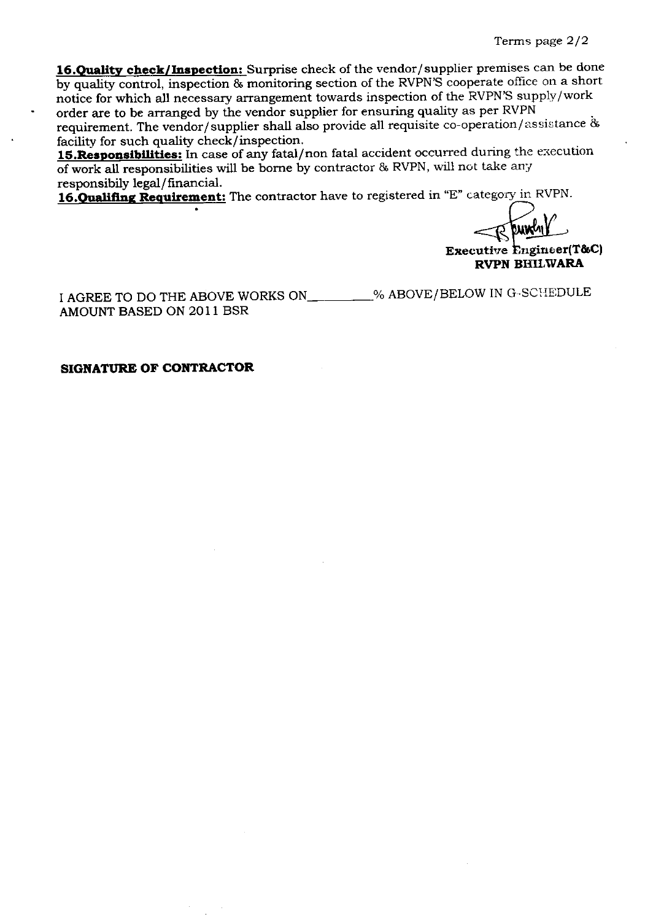**16.Quality check/Inspection:** Surprise check of the vendor/supplier premises can be done by quality control, inspection & monitoring section of the RVPN'S cooperate office on a short notice for which all necessary arrangement towards inspection of the RVPN'S supply/work order are to be arranged by the vendor supplier for ensuring quality as per RVPN requirement. The vendor/supplier shall also provide all requisite co-operation/assistance & facility for such quality check/inspection.

**15.Responsibilities:** In case of any fatal/non fatal accident occurred during the execution of work all responsibilities will be borne by contractor & RVPN, will not take any responsibily legal/financial.

**16.Qualifing Requirement:** The contractor have to registered in "E" category in RVPN.

**Executive Engineer(T&C)**
**RVPN BHILWARA**

I AGREE TO DO THE ABOVE WORKS ON________% ABOVE/BELOW IN G-SCHEDULE AMOUNT BASED ON 2011 BSR

**SIGNATURE OF CONTRACTOR**